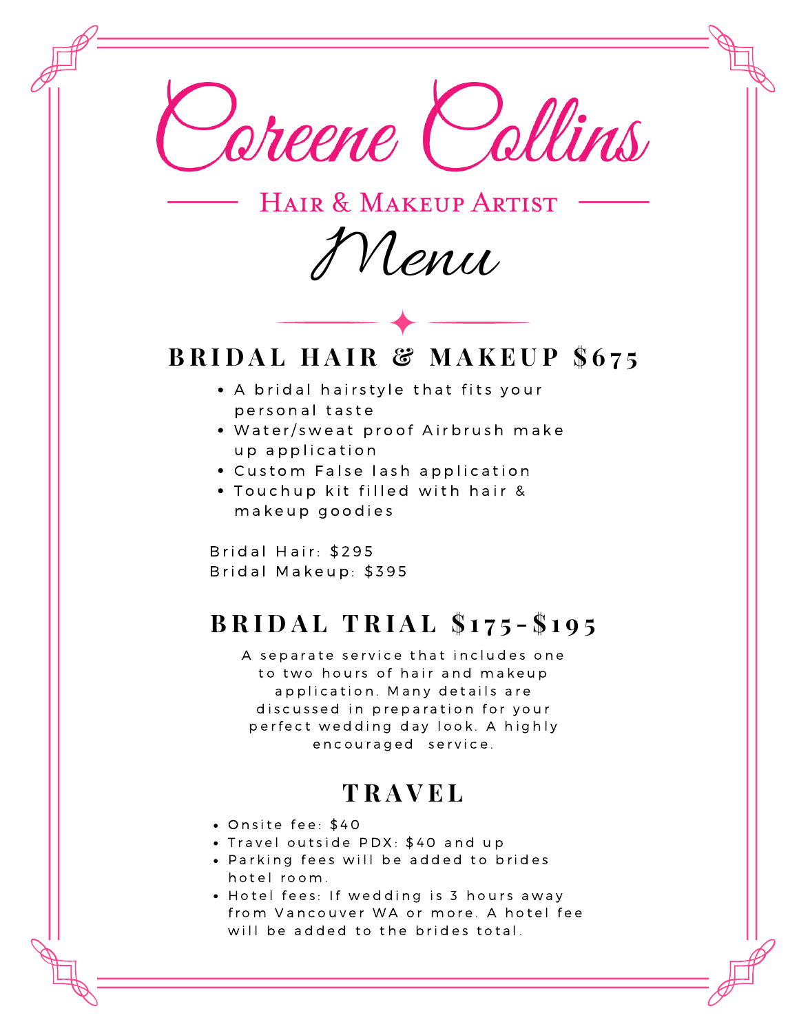# Coreene Collins

Hair & Makeup Artist

## Menu

### BRIDAL HAIR & MAKEUP $675

- A bridal hairstyle that fits your personal taste
- Water/sweat proof Airbrush make up application
- Custom False lash application
- Touchup kit filled with hair & makeup goodies

Bridal Hair: $295
Bridal Makeup: $395

### BRIDAL TRIAL $175-$195

A separate service that includes one to two hours of hair and makeup application. Many details are discussed in preparation for your perfect wedding day look. A highly encouraged service.

### TRAVEL

- Onsite fee: $40
- Travel outside PDX: $40 and up
- Parking fees will be added to brides hotel room.
- Hotel fees: If wedding is 3 hours away from Vancouver WA or more. A hotel fee will be added to the brides total.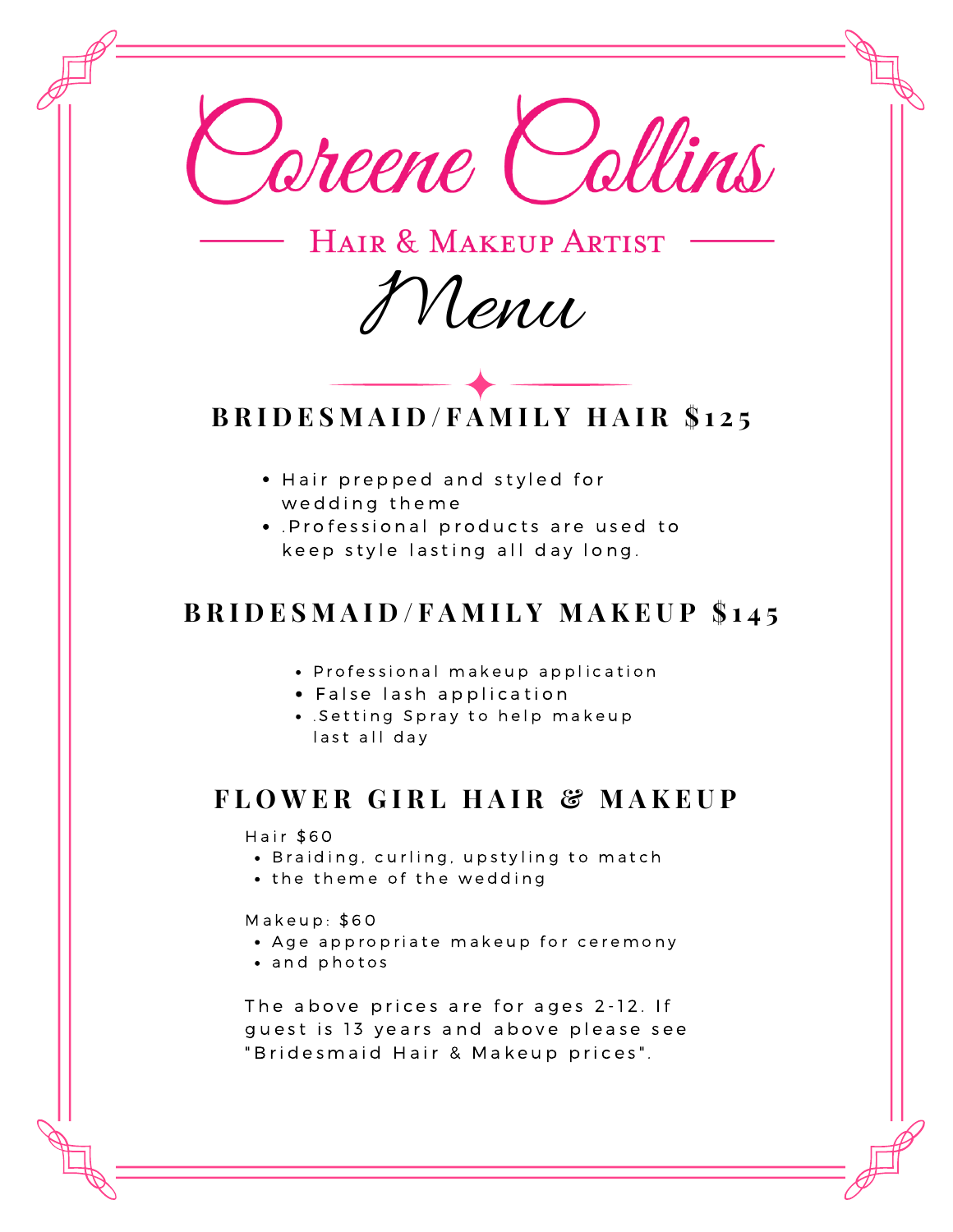# Coreene Collins

Hair & Makeup Artist

## Menu

### BRIDESMAID/FAMILY HAIR $125

- Hair prepped and styled for wedding theme
- .Professional products are used to keep style lasting all day long.

### BRIDESMAID/FAMILY MAKEUP $145

- Professional makeup application
- False lash application
- .Setting Spray to help makeup last all day

### FLOWER GIRL HAIR & MAKEUP

Hair $60

- Braiding, curling, upstyling to match
- the theme of the wedding

Makeup: $60

- Age appropriate makeup for ceremony
- and photos

The above prices are for ages 2-12. If guest is 13 years and above please see "Bridesmaid Hair & Makeup prices".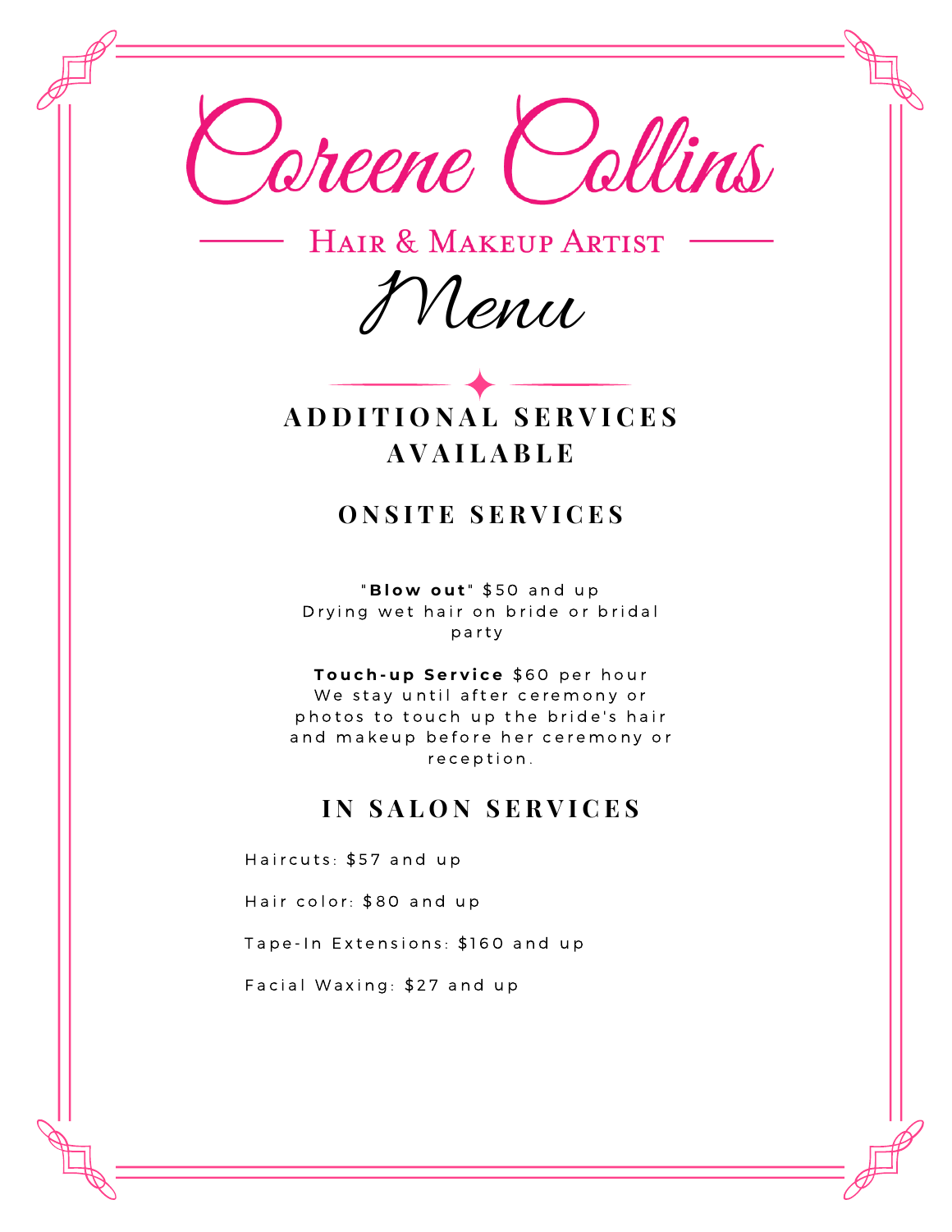# Coreene Collins

Hair & Makeup Artist

## Menu

## ADDITIONAL SERVICES AVAILABLE

### ONSITE SERVICES

"**Blow out**" $50 and up
Drying wet hair on bride or bridal party

**Touch-up Service** $60 per hour
We stay until after ceremony or photos to touch up the bride's hair and makeup before her ceremony or reception.

### IN SALON SERVICES

Haircuts: $57 and up

Hair color: $80 and up

Tape-In Extensions: $160 and up

Facial Waxing: $27 and up